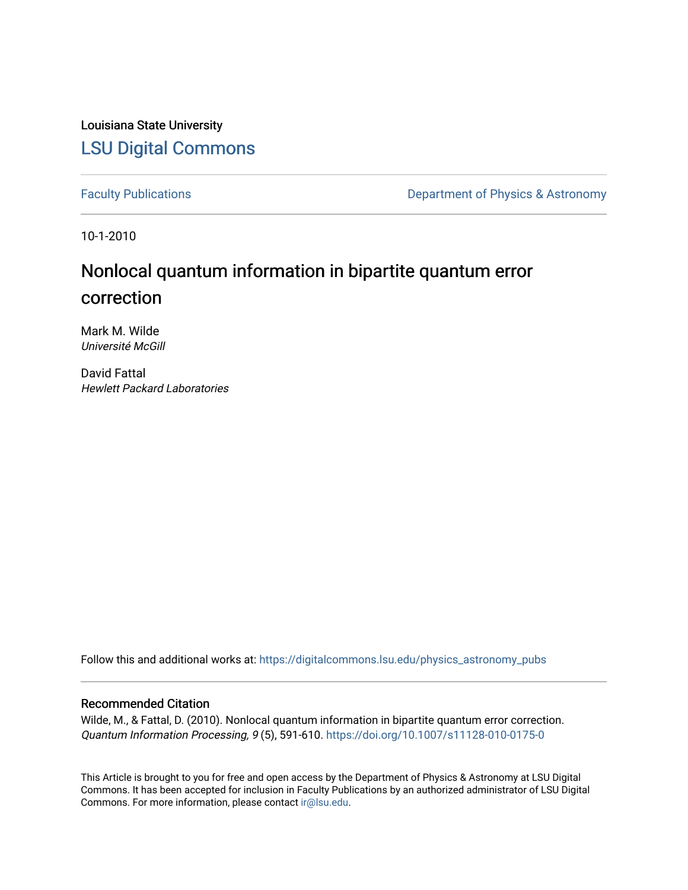Louisiana State University

# LSU Digital Commons

Faculty Publications | Department of Physics & Astronomy

10-1-2010

# Nonlocal quantum information in bipartite quantum error correction

Mark M. Wilde
*Université McGill*

David Fattal
*Hewlett Packard Laboratories*

Follow this and additional works at: https://digitalcommons.lsu.edu/physics_astronomy_pubs

## Recommended Citation

Wilde, M., & Fattal, D. (2010). Nonlocal quantum information in bipartite quantum error correction. *Quantum Information Processing, 9* (5), 591-610. https://doi.org/10.1007/s11128-010-0175-0

This Article is brought to you for free and open access by the Department of Physics & Astronomy at LSU Digital Commons. It has been accepted for inclusion in Faculty Publications by an authorized administrator of LSU Digital Commons. For more information, please contact ir@lsu.edu.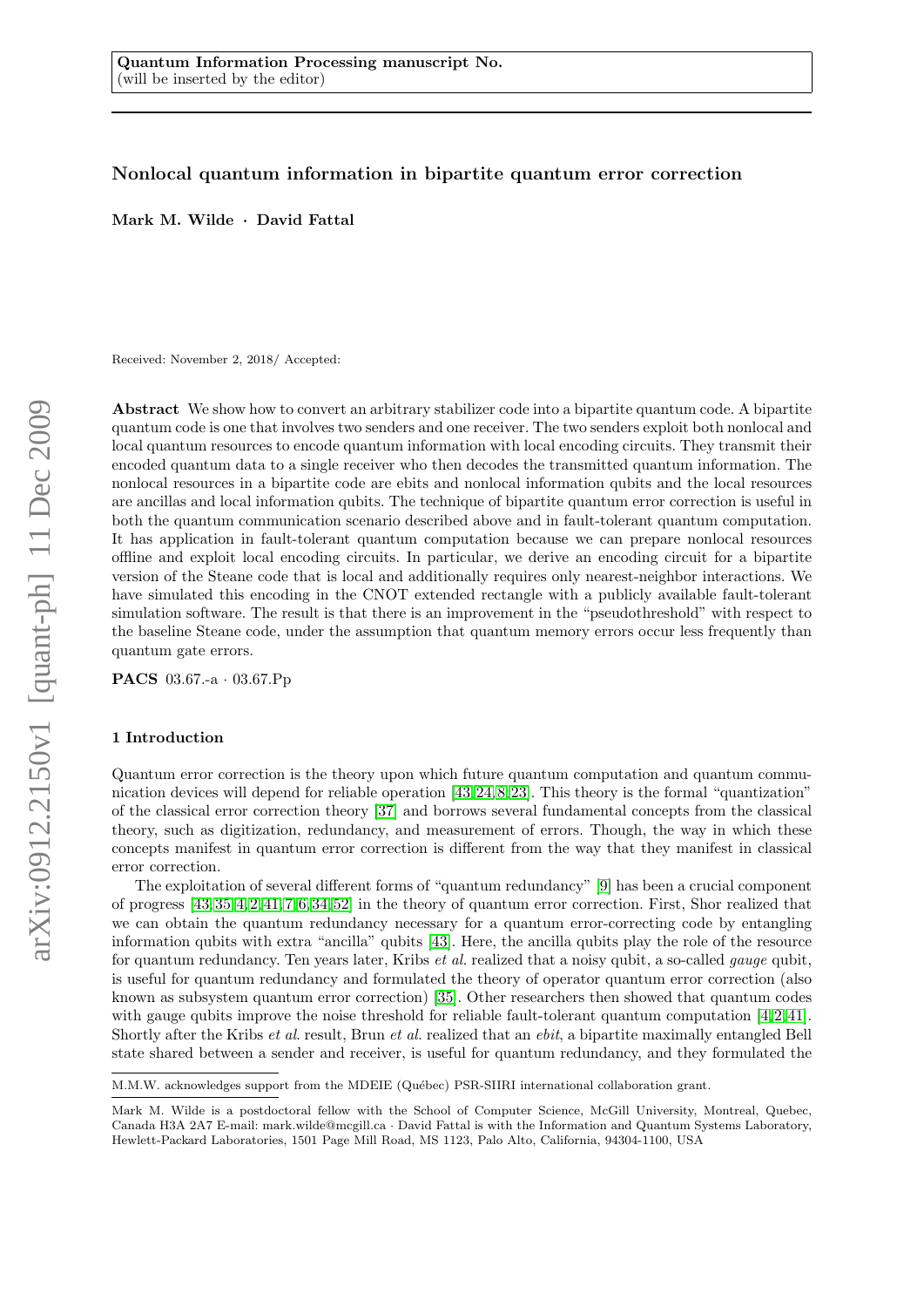Quantum Information Processing manuscript No.
(will be inserted by the editor)

# Nonlocal quantum information in bipartite quantum error correction

**Mark M. Wilde · David Fattal**

Received: November 2, 2018/ Accepted:

**Abstract** We show how to convert an arbitrary stabilizer code into a bipartite quantum code. A bipartite quantum code is one that involves two senders and one receiver. The two senders exploit both nonlocal and local quantum resources to encode quantum information with local encoding circuits. They transmit their encoded quantum data to a single receiver who then decodes the transmitted quantum information. The nonlocal resources in a bipartite code are ebits and nonlocal information qubits and the local resources are ancillas and local information qubits. The technique of bipartite quantum error correction is useful in both the quantum communication scenario described above and in fault-tolerant quantum computation. It has application in fault-tolerant quantum computation because we can prepare nonlocal resources offline and exploit local encoding circuits. In particular, we derive an encoding circuit for a bipartite version of the Steane code that is local and additionally requires only nearest-neighbor interactions. We have simulated this encoding in the CNOT extended rectangle with a publicly available fault-tolerant simulation software. The result is that there is an improvement in the "pseudothreshold" with respect to the baseline Steane code, under the assumption that quantum memory errors occur less frequently than quantum gate errors.

**PACS** 03.67.-a · 03.67.Pp

## 1 Introduction

Quantum error correction is the theory upon which future quantum computation and quantum communication devices will depend for reliable operation [43,24,8,23]. This theory is the formal "quantization" of the classical error correction theory [37] and borrows several fundamental concepts from the classical theory, such as digitization, redundancy, and measurement of errors. Though, the way in which these concepts manifest in quantum error correction is different from the way that they manifest in classical error correction.

The exploitation of several different forms of "quantum redundancy" [9] has been a crucial component of progress [43,35,4,2,41,7,6,34,52] in the theory of quantum error correction. First, Shor realized that we can obtain the quantum redundancy necessary for a quantum error-correcting code by entangling information qubits with extra "ancilla" qubits [43]. Here, the ancilla qubits play the role of the resource for quantum redundancy. Ten years later, Kribs *et al.* realized that a noisy qubit, a so-called *gauge* qubit, is useful for quantum redundancy and formulated the theory of operator quantum error correction (also known as subsystem quantum error correction) [35]. Other researchers then showed that quantum codes with gauge qubits improve the noise threshold for reliable fault-tolerant quantum computation [4,2,41]. Shortly after the Kribs *et al.* result, Brun *et al.* realized that an *ebit*, a bipartite maximally entangled Bell state shared between a sender and receiver, is useful for quantum redundancy, and they formulated the

M.M.W. acknowledges support from the MDEIE (Québec) PSR-SIIRI international collaboration grant.

Mark M. Wilde is a postdoctoral fellow with the School of Computer Science, McGill University, Montreal, Quebec, Canada H3A 2A7 E-mail: mark.wilde@mcgill.ca · David Fattal is with the Information and Quantum Systems Laboratory, Hewlett-Packard Laboratories, 1501 Page Mill Road, MS 1123, Palo Alto, California, 94304-1100, USA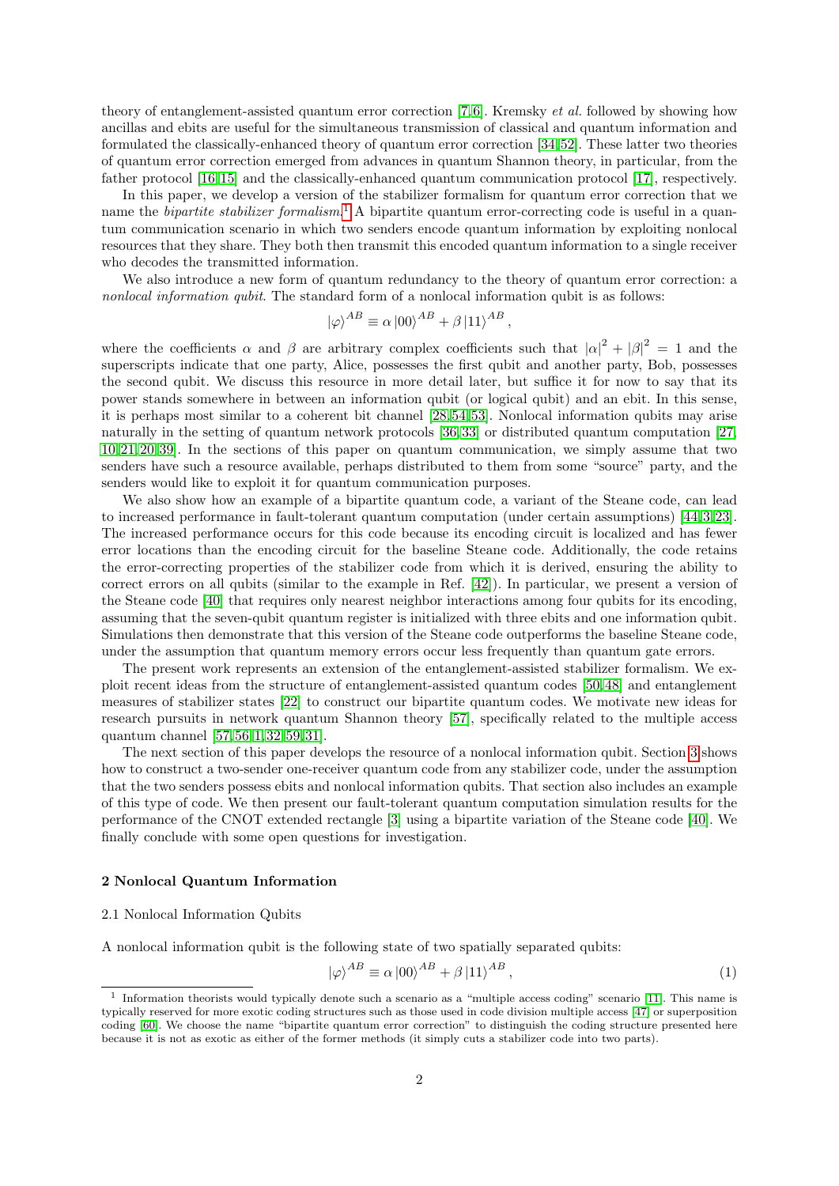theory of entanglement-assisted quantum error correction [7,6]. Kremsky *et al.* followed by showing how ancillas and ebits are useful for the simultaneous transmission of classical and quantum information and formulated the classically-enhanced theory of quantum error correction [34,52]. These latter two theories of quantum error correction emerged from advances in quantum Shannon theory, in particular, from the father protocol [16,15] and the classically-enhanced quantum communication protocol [17], respectively.

In this paper, we develop a version of the stabilizer formalism for quantum error correction that we name the *bipartite stabilizer formalism*.[1] A bipartite quantum error-correcting code is useful in a quantum communication scenario in which two senders encode quantum information by exploiting nonlocal resources that they share. They both then transmit this encoded quantum information to a single receiver who decodes the transmitted information.

We also introduce a new form of quantum redundancy to the theory of quantum error correction: a *nonlocal information qubit*. The standard form of a nonlocal information qubit is as follows:

$$|\varphi\rangle^{AB} \equiv \alpha\,|00\rangle^{AB} + \beta\,|11\rangle^{AB},$$

where the coefficients $\alpha$ and $\beta$ are arbitrary complex coefficients such that $|\alpha|^2 + |\beta|^2 = 1$ and the superscripts indicate that one party, Alice, possesses the first qubit and another party, Bob, possesses the second qubit. We discuss this resource in more detail later, but suffice it for now to say that its power stands somewhere in between an information qubit (or logical qubit) and an ebit. In this sense, it is perhaps most similar to a coherent bit channel [28,54,53]. Nonlocal information qubits may arise naturally in the setting of quantum network protocols [36,33] or distributed quantum computation [27, 10,21,20,39]. In the sections of this paper on quantum communication, we simply assume that two senders have such a resource available, perhaps distributed to them from some "source" party, and the senders would like to exploit it for quantum communication purposes.

We also show how an example of a bipartite quantum code, a variant of the Steane code, can lead to increased performance in fault-tolerant quantum computation (under certain assumptions) [44,3,23]. The increased performance occurs for this code because its encoding circuit is localized and has fewer error locations than the encoding circuit for the baseline Steane code. Additionally, the code retains the error-correcting properties of the stabilizer code from which it is derived, ensuring the ability to correct errors on all qubits (similar to the example in Ref. [42]). In particular, we present a version of the Steane code [40] that requires only nearest neighbor interactions among four qubits for its encoding, assuming that the seven-qubit quantum register is initialized with three ebits and one information qubit. Simulations then demonstrate that this version of the Steane code outperforms the baseline Steane code, under the assumption that quantum memory errors occur less frequently than quantum gate errors.

The present work represents an extension of the entanglement-assisted stabilizer formalism. We exploit recent ideas from the structure of entanglement-assisted quantum codes [50,48] and entanglement measures of stabilizer states [22] to construct our bipartite quantum codes. We motivate new ideas for research pursuits in network quantum Shannon theory [57], specifically related to the multiple access quantum channel [57,56,1,32,59,31].

The next section of this paper develops the resource of a nonlocal information qubit. Section 3 shows how to construct a two-sender one-receiver quantum code from any stabilizer code, under the assumption that the two senders possess ebits and nonlocal information qubits. That section also includes an example of this type of code. We then present our fault-tolerant quantum computation simulation results for the performance of the CNOT extended rectangle [3] using a bipartite variation of the Steane code [40]. We finally conclude with some open questions for investigation.

## 2 Nonlocal Quantum Information

### 2.1 Nonlocal Information Qubits

A nonlocal information qubit is the following state of two spatially separated qubits:

$$|\varphi\rangle^{AB} \equiv \alpha\,|00\rangle^{AB} + \beta\,|11\rangle^{AB}, \tag{1}$$

[1] Information theorists would typically denote such a scenario as a "multiple access coding" scenario [11]. This name is typically reserved for more exotic coding structures such as those used in code division multiple access [47] or superposition coding [60]. We choose the name "bipartite quantum error correction" to distinguish the coding structure presented here because it is not as exotic as either of the former methods (it simply cuts a stabilizer code into two parts).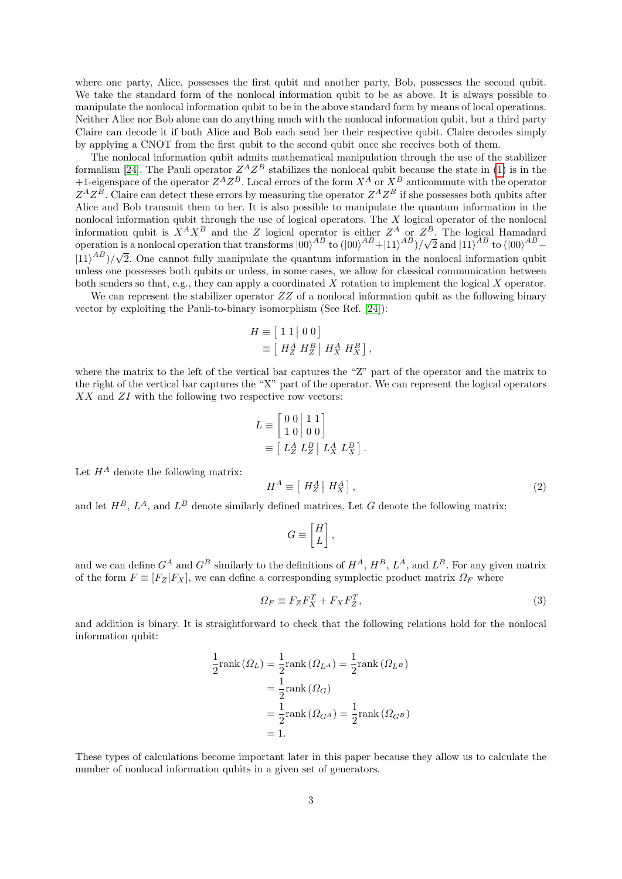where one party, Alice, possesses the first qubit and another party, Bob, possesses the second qubit. We take the standard form of the nonlocal information qubit to be as above. It is always possible to manipulate the nonlocal information qubit to be in the above standard form by means of local operations. Neither Alice nor Bob alone can do anything much with the nonlocal information qubit, but a third party Claire can decode it if both Alice and Bob each send her their respective qubit. Claire decodes simply by applying a CNOT from the first qubit to the second qubit once she receives both of them.

The nonlocal information qubit admits mathematical manipulation through the use of the stabilizer formalism [24]. The Pauli operator $Z^A Z^B$ stabilizes the nonlocal qubit because the state in (1) is in the +1-eigenspace of the operator $Z^A Z^B$. Local errors of the form $X^A$ or $X^B$ anticommute with the operator $Z^A Z^B$. Claire can detect these errors by measuring the operator $Z^A Z^B$ if she possesses both qubits after Alice and Bob transmit them to her. It is also possible to manipulate the quantum information in the nonlocal information qubit through the use of logical operators. The $X$ logical operator of the nonlocal information qubit is $X^A X^B$ and the $Z$ logical operator is either $Z^A$ or $Z^B$. The logical Hamadard operation is a nonlocal operation that transforms $|00\rangle^{AB}$ to $(|00\rangle^{AB}+|11\rangle^{AB})/\sqrt{2}$ and $|11\rangle^{AB}$ to $(|00\rangle^{AB}-|11\rangle^{AB})/\sqrt{2}$. One cannot fully manipulate the quantum information in the nonlocal information qubit unless one possesses both qubits or unless, in some cases, we allow for classical communication between both senders so that, e.g., they can apply a coordinated $X$ rotation to implement the logical $X$ operator.

We can represent the stabilizer operator $ZZ$ of a nonlocal information qubit as the following binary vector by exploiting the Pauli-to-binary isomorphism (See Ref. [24]):

$$
\begin{aligned}
H &\equiv \left[\begin{array}{cc|cc} 1 & 1 & 0 & 0 \end{array}\right] \\
&\equiv \left[\begin{array}{cc|cc} H_Z^A & H_Z^B & H_X^A & H_X^B \end{array}\right],
\end{aligned}
$$

where the matrix to the left of the vertical bar captures the "Z" part of the operator and the matrix to the right of the vertical bar captures the "X" part of the operator. We can represent the logical operators $XX$ and $ZI$ with the following two respective row vectors:

$$
\begin{aligned}
L &\equiv \left[\begin{array}{cc|cc} 0 & 0 & 1 & 1 \\ 1 & 0 & 0 & 0 \end{array}\right] \\
&\equiv \left[\begin{array}{cc|cc} L_Z^A & L_Z^B & L_X^A & L_X^B \end{array}\right].
\end{aligned}
$$

Let $H^A$ denote the following matrix:

$$
H^A \equiv \left[\begin{array}{c|c} H_Z^A & H_X^A \end{array}\right], \tag{2}
$$

and let $H^B$, $L^A$, and $L^B$ denote similarly defined matrices. Let $G$ denote the following matrix:

$$
G \equiv \begin{bmatrix} H \\ L \end{bmatrix},
$$

and we can define $G^A$ and $G^B$ similarly to the definitions of $H^A$, $H^B$, $L^A$, and $L^B$. For any given matrix of the form $F \equiv [F_Z|F_X]$, we can define a corresponding symplectic product matrix $\Omega_F$ where

$$
\Omega_F \equiv F_Z F_X^T + F_X F_Z^T, \tag{3}
$$

and addition is binary. It is straightforward to check that the following relations hold for the nonlocal information qubit:

$$
\begin{aligned}
\frac{1}{2}\text{rank}\left(\Omega_L\right) &= \frac{1}{2}\text{rank}\left(\Omega_{L^A}\right) = \frac{1}{2}\text{rank}\left(\Omega_{L^B}\right) \\
&= \frac{1}{2}\text{rank}\left(\Omega_G\right) \\
&= \frac{1}{2}\text{rank}\left(\Omega_{G^A}\right) = \frac{1}{2}\text{rank}\left(\Omega_{G^B}\right) \\
&= 1.
\end{aligned}
$$

These types of calculations become important later in this paper because they allow us to calculate the number of nonlocal information qubits in a given set of generators.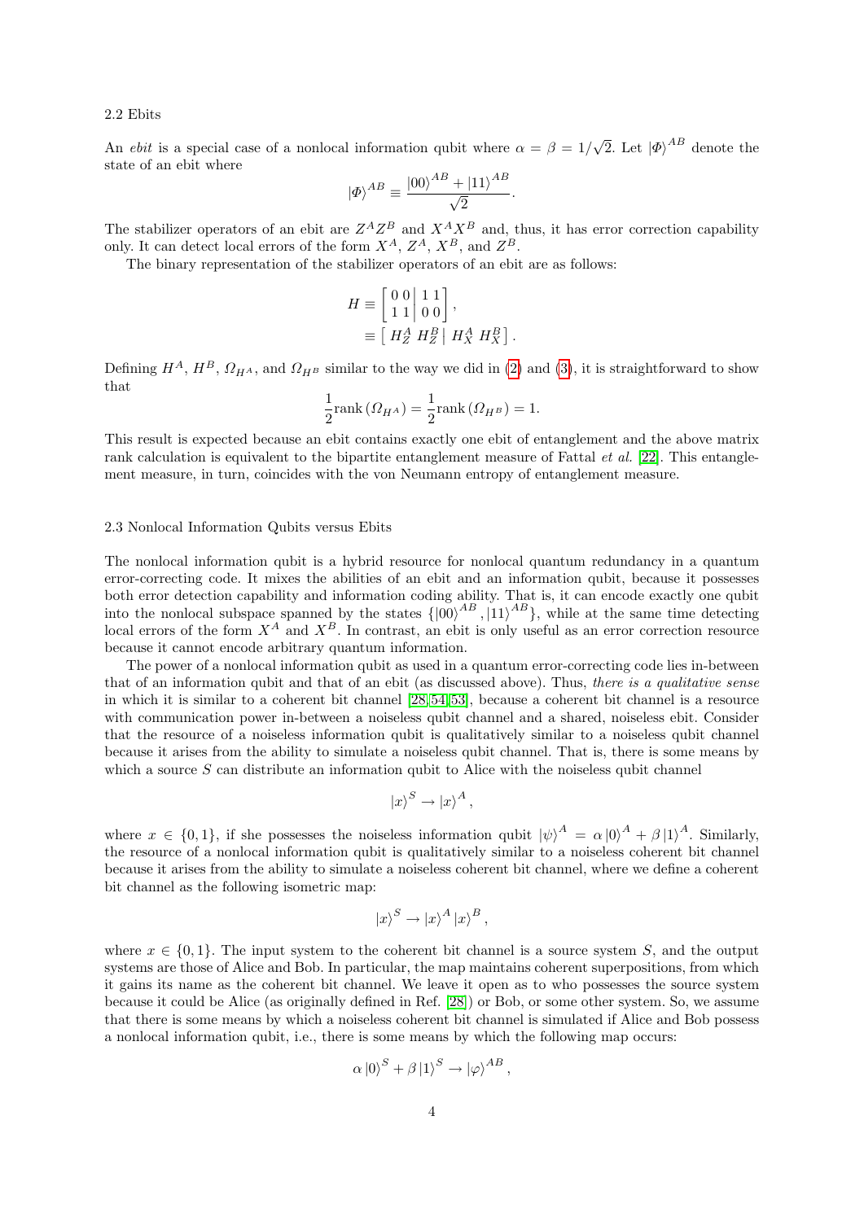### 2.2 Ebits

An *ebit* is a special case of a nonlocal information qubit where $\alpha = \beta = 1/\sqrt{2}$. Let $|\Phi\rangle^{AB}$ denote the state of an ebit where

$$|\Phi\rangle^{AB} \equiv \frac{|00\rangle^{AB} + |11\rangle^{AB}}{\sqrt{2}}.$$

The stabilizer operators of an ebit are $Z^A Z^B$ and $X^A X^B$ and, thus, it has error correction capability only. It can detect local errors of the form $X^A$, $Z^A$, $X^B$, and $Z^B$.

The binary representation of the stabilizer operators of an ebit are as follows:

$$\begin{aligned} H &\equiv \left[ \begin{array}{cc|cc} 0 & 0 & 1 & 1 \\ 1 & 1 & 0 & 0 \end{array} \right], \\ &\equiv \left[ \begin{array}{cc|cc} H_Z^A & H_Z^B & H_X^A & H_X^B \end{array} \right]. \end{aligned}$$

Defining $H^A$, $H^B$, $\Omega_{H^A}$, and $\Omega_{H^B}$ similar to the way we did in (2) and (3), it is straightforward to show that

$$\frac{1}{2}\text{rank}\left(\Omega_{H^A}\right) = \frac{1}{2}\text{rank}\left(\Omega_{H^B}\right) = 1.$$

This result is expected because an ebit contains exactly one ebit of entanglement and the above matrix rank calculation is equivalent to the bipartite entanglement measure of Fattal *et al.* [22]. This entanglement measure, in turn, coincides with the von Neumann entropy of entanglement measure.

### 2.3 Nonlocal Information Qubits versus Ebits

The nonlocal information qubit is a hybrid resource for nonlocal quantum redundancy in a quantum error-correcting code. It mixes the abilities of an ebit and an information qubit, because it possesses both error detection capability and information coding ability. That is, it can encode exactly one qubit into the nonlocal subspace spanned by the states $\{|00\rangle^{AB}, |11\rangle^{AB}\}$, while at the same time detecting local errors of the form $X^A$ and $X^B$. In contrast, an ebit is only useful as an error correction resource because it cannot encode arbitrary quantum information.

The power of a nonlocal information qubit as used in a quantum error-correcting code lies in-between that of an information qubit and that of an ebit (as discussed above). Thus, *there is a qualitative sense* in which it is similar to a coherent bit channel [28,54,53], because a coherent bit channel is a resource with communication power in-between a noiseless qubit channel and a shared, noiseless ebit. Consider that the resource of a noiseless information qubit is qualitatively similar to a noiseless qubit channel because it arises from the ability to simulate a noiseless qubit channel. That is, there is some means by which a source $S$ can distribute an information qubit to Alice with the noiseless qubit channel

$$|x\rangle^S \rightarrow |x\rangle^A,$$

where $x \in \{0, 1\}$, if she possesses the noiseless information qubit $|\psi\rangle^A = \alpha|0\rangle^A + \beta|1\rangle^A$. Similarly, the resource of a nonlocal information qubit is qualitatively similar to a noiseless coherent bit channel because it arises from the ability to simulate a noiseless coherent bit channel, where we define a coherent bit channel as the following isometric map:

$$|x\rangle^S \rightarrow |x\rangle^A |x\rangle^B,$$

where $x \in \{0, 1\}$. The input system to the coherent bit channel is a source system $S$, and the output systems are those of Alice and Bob. In particular, the map maintains coherent superpositions, from which it gains its name as the coherent bit channel. We leave it open as to who possesses the source system because it could be Alice (as originally defined in Ref. [28]) or Bob, or some other system. So, we assume that there is some means by which a noiseless coherent bit channel is simulated if Alice and Bob possess a nonlocal information qubit, i.e., there is some means by which the following map occurs:

$$\alpha|0\rangle^S + \beta|1\rangle^S \rightarrow |\varphi\rangle^{AB},$$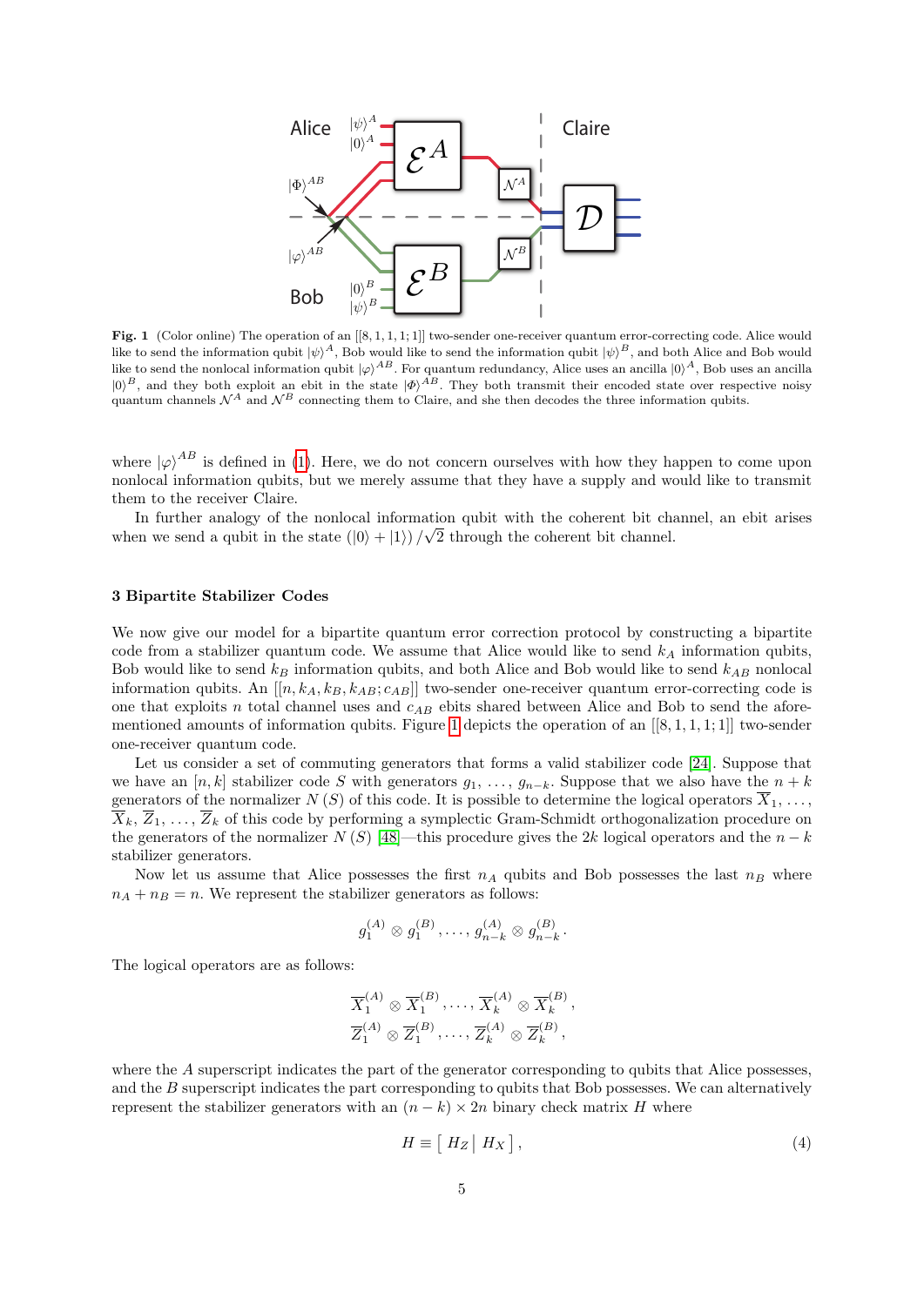**Fig. 1** (Color online) The operation of an $[[8, 1, 1, 1; 1]]$ two-sender one-receiver quantum error-correcting code. Alice would like to send the information qubit $|\psi\rangle^A$, Bob would like to send the information qubit $|\psi\rangle^B$, and both Alice and Bob would like to send the nonlocal information qubit $|\varphi\rangle^{AB}$. For quantum redundancy, Alice uses an ancilla $|0\rangle^A$, Bob uses an ancilla $|0\rangle^B$, and they both exploit an ebit in the state $|\Phi\rangle^{AB}$. They both transmit their encoded state over respective noisy quantum channels $\mathcal{N}^A$ and $\mathcal{N}^B$ connecting them to Claire, and she then decodes the three information qubits.

where $|\varphi\rangle^{AB}$ is defined in (1). Here, we do not concern ourselves with how they happen to come upon nonlocal information qubits, but we merely assume that they have a supply and would like to transmit them to the receiver Claire.

In further analogy of the nonlocal information qubit with the coherent bit channel, an ebit arises when we send a qubit in the state $(|0\rangle + |1\rangle)/\sqrt{2}$ through the coherent bit channel.

## 3 Bipartite Stabilizer Codes

We now give our model for a bipartite quantum error correction protocol by constructing a bipartite code from a stabilizer quantum code. We assume that Alice would like to send $k_A$ information qubits, Bob would like to send $k_B$ information qubits, and both Alice and Bob would like to send $k_{AB}$ nonlocal information qubits. An $[[n, k_A, k_B, k_{AB}; c_{AB}]]$ two-sender one-receiver quantum error-correcting code is one that exploits $n$ total channel uses and $c_{AB}$ ebits shared between Alice and Bob to send the aforementioned amounts of information qubits. Figure 1 depicts the operation of an $[[8, 1, 1, 1; 1]]$ two-sender one-receiver quantum code.

Let us consider a set of commuting generators that forms a valid stabilizer code [24]. Suppose that we have an $[n, k]$ stabilizer code $S$ with generators $g_1, \ldots, g_{n-k}$. Suppose that we also have the $n + k$ generators of the normalizer $N(S)$ of this code. It is possible to determine the logical operators $\overline{X}_1, \ldots, \overline{X}_k, \overline{Z}_1, \ldots, \overline{Z}_k$ of this code by performing a symplectic Gram-Schmidt orthogonalization procedure on the generators of the normalizer $N(S)$ [48]—this procedure gives the $2k$ logical operators and the $n - k$ stabilizer generators.

Now let us assume that Alice possesses the first $n_A$ qubits and Bob possesses the last $n_B$ where $n_A + n_B = n$. We represent the stabilizer generators as follows:

$$g_1^{(A)} \otimes g_1^{(B)}, \ldots, g_{n-k}^{(A)} \otimes g_{n-k}^{(B)}.$$

The logical operators are as follows:

$$\overline{X}_1^{(A)} \otimes \overline{X}_1^{(B)}, \ldots, \overline{X}_k^{(A)} \otimes \overline{X}_k^{(B)},$$
$$\overline{Z}_1^{(A)} \otimes \overline{Z}_1^{(B)}, \ldots, \overline{Z}_k^{(A)} \otimes \overline{Z}_k^{(B)},$$

where the $A$ superscript indicates the part of the generator corresponding to qubits that Alice possesses, and the $B$ superscript indicates the part corresponding to qubits that Bob possesses. We can alternatively represent the stabilizer generators with an $(n - k) \times 2n$ binary check matrix $H$ where

$$H \equiv \left[\, H_Z \,\middle|\, H_X \,\right], \tag{4}$$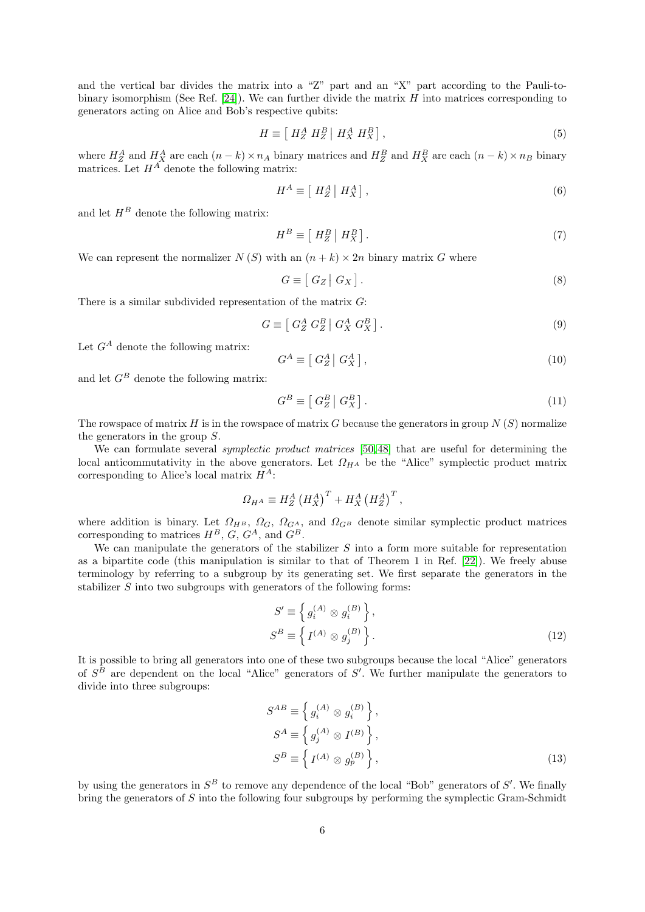and the vertical bar divides the matrix into a "Z" part and an "X" part according to the Pauli-to-binary isomorphism (See Ref. [24]). We can further divide the matrix $H$ into matrices corresponding to generators acting on Alice and Bob's respective qubits:

$$H \equiv \left[\begin{array}{c|c} H_Z^A \; H_Z^B & H_X^A \; H_X^B \end{array}\right], \tag{5}$$

where $H_Z^A$ and $H_X^A$ are each $(n-k) \times n_A$ binary matrices and $H_Z^B$ and $H_X^B$ are each $(n-k) \times n_B$ binary matrices. Let $H^A$ denote the following matrix:

$$H^A \equiv \left[\begin{array}{c|c} H_Z^A & H_X^A \end{array}\right], \tag{6}$$

and let $H^B$ denote the following matrix:

$$H^B \equiv \left[\begin{array}{c|c} H_Z^B & H_X^B \end{array}\right]. \tag{7}$$

We can represent the normalizer $N(S)$ with an $(n+k) \times 2n$ binary matrix $G$ where

$$G \equiv \left[\begin{array}{c|c} G_Z & G_X \end{array}\right]. \tag{8}$$

There is a similar subdivided representation of the matrix $G$:

$$G \equiv \left[\begin{array}{c|c} G_Z^A \; G_Z^B & G_X^A \; G_X^B \end{array}\right]. \tag{9}$$

Let $G^A$ denote the following matrix:

$$G^A \equiv \left[\begin{array}{c|c} G_Z^A & G_X^A \end{array}\right], \tag{10}$$

and let $G^B$ denote the following matrix:

$$G^B \equiv \left[\begin{array}{c|c} G_Z^B & G_X^B \end{array}\right]. \tag{11}$$

The rowspace of matrix $H$ is in the rowspace of matrix $G$ because the generators in group $N(S)$ normalize the generators in the group $S$.

We can formulate several *symplectic product matrices* [50,48] that are useful for determining the local anticommutativity in the above generators. Let $\Omega_{H^A}$ be the "Alice" symplectic product matrix corresponding to Alice's local matrix $H^A$:

$$\Omega_{H^A} \equiv H_Z^A \left(H_X^A\right)^T + H_X^A \left(H_Z^A\right)^T,$$

where addition is binary. Let $\Omega_{H^B}$, $\Omega_G$, $\Omega_{G^A}$, and $\Omega_{G^B}$ denote similar symplectic product matrices corresponding to matrices $H^B$, $G$, $G^A$, and $G^B$.

We can manipulate the generators of the stabilizer $S$ into a form more suitable for representation as a bipartite code (this manipulation is similar to that of Theorem 1 in Ref. [22]). We freely abuse terminology by referring to a subgroup by its generating set. We first separate the generators in the stabilizer $S$ into two subgroups with generators of the following forms:

$$\begin{aligned} S' &\equiv \left\{ g_i^{(A)} \otimes g_i^{(B)} \right\}, \\ S^B &\equiv \left\{ I^{(A)} \otimes g_j^{(B)} \right\}. \end{aligned} \tag{12}$$

It is possible to bring all generators into one of these two subgroups because the local "Alice" generators of $S^B$ are dependent on the local "Alice" generators of $S'$. We further manipulate the generators to divide into three subgroups:

$$\begin{aligned} S^{AB} &\equiv \left\{ g_i^{(A)} \otimes g_i^{(B)} \right\}, \\ S^A &\equiv \left\{ g_j^{(A)} \otimes I^{(B)} \right\}, \\ S^B &\equiv \left\{ I^{(A)} \otimes g_p^{(B)} \right\}, \end{aligned} \tag{13}$$

by using the generators in $S^B$ to remove any dependence of the local "Bob" generators of $S'$. We finally bring the generators of $S$ into the following four subgroups by performing the symplectic Gram-Schmidt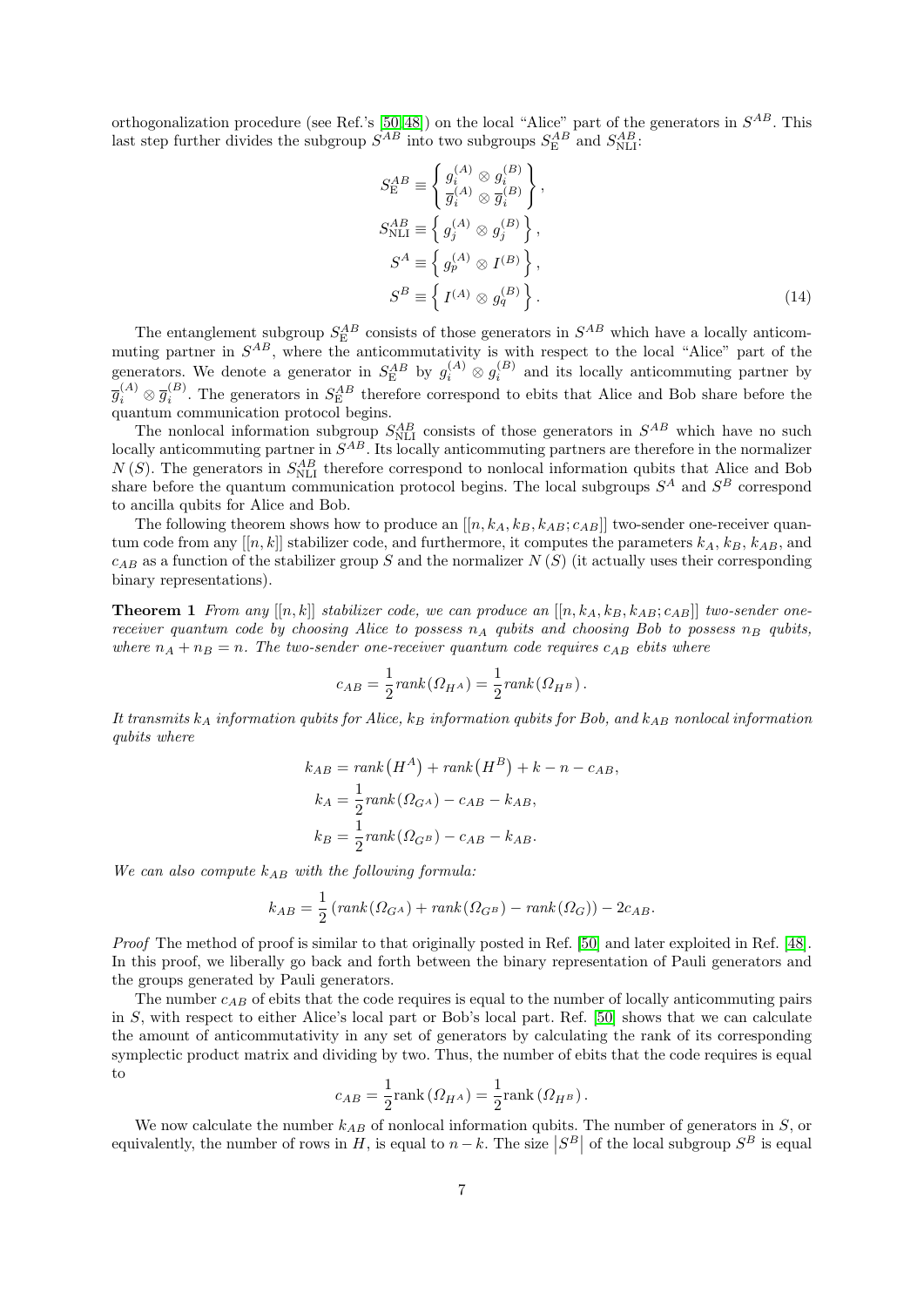orthogonalization procedure (see Ref.'s [50,48]) on the local "Alice" part of the generators in $S^{AB}$. This last step further divides the subgroup $S^{AB}$ into two subgroups $S_{\text{E}}^{AB}$ and $S_{\text{NLI}}^{AB}$:

$$
\begin{aligned}
S_{\text{E}}^{AB} &\equiv \left\{ \begin{array}{c} g_i^{(A)} \otimes g_i^{(B)} \\ \overline{g}_i^{(A)} \otimes \overline{g}_i^{(B)} \end{array} \right\}, \\
S_{\text{NLI}}^{AB} &\equiv \left\{ g_j^{(A)} \otimes g_j^{(B)} \right\}, \\
S^{A} &\equiv \left\{ g_p^{(A)} \otimes I^{(B)} \right\}, \\
S^{B} &\equiv \left\{ I^{(A)} \otimes g_q^{(B)} \right\}.
\end{aligned} \tag{14}
$$

The entanglement subgroup $S_{\text{E}}^{AB}$ consists of those generators in $S^{AB}$ which have a locally anticommuting partner in $S^{AB}$, where the anticommutativity is with respect to the local "Alice" part of the generators. We denote a generator in $S_{\text{E}}^{AB}$ by $g_i^{(A)} \otimes g_i^{(B)}$ and its locally anticommuting partner by $\overline{g}_i^{(A)} \otimes \overline{g}_i^{(B)}$. The generators in $S_{\text{E}}^{AB}$ therefore correspond to ebits that Alice and Bob share before the quantum communication protocol begins.

The nonlocal information subgroup $S_{\text{NLI}}^{AB}$ consists of those generators in $S^{AB}$ which have no such locally anticommuting partner in $S^{AB}$. Its locally anticommuting partners are therefore in the normalizer $N(S)$. The generators in $S_{\text{NLI}}^{AB}$ therefore correspond to nonlocal information qubits that Alice and Bob share before the quantum communication protocol begins. The local subgroups $S^A$ and $S^B$ correspond to ancilla qubits for Alice and Bob.

The following theorem shows how to produce an $[[n, k_A, k_B, k_{AB}; c_{AB}]]$ two-sender one-receiver quantum code from any $[[n, k]]$ stabilizer code, and furthermore, it computes the parameters $k_A$, $k_B$, $k_{AB}$, and $c_{AB}$ as a function of the stabilizer group $S$ and the normalizer $N(S)$ (it actually uses their corresponding binary representations).

**Theorem 1** *From any $[[n, k]]$ stabilizer code, we can produce an $[[n, k_A, k_B, k_{AB}; c_{AB}]]$ two-sender one-receiver quantum code by choosing Alice to possess $n_A$ qubits and choosing Bob to possess $n_B$ qubits, where $n_A + n_B = n$. The two-sender one-receiver quantum code requires $c_{AB}$ ebits where*

$$
c_{AB} = \frac{1}{2} rank(\Omega_{H^A}) = \frac{1}{2} rank(\Omega_{H^B}).
$$

*It transmits $k_A$ information qubits for Alice, $k_B$ information qubits for Bob, and $k_{AB}$ nonlocal information qubits where*

$$
\begin{aligned}
k_{AB} &= rank\left(H^A\right) + rank\left(H^B\right) + k - n - c_{AB}, \\
k_A &= \frac{1}{2} rank(\Omega_{G^A}) - c_{AB} - k_{AB}, \\
k_B &= \frac{1}{2} rank(\Omega_{G^B}) - c_{AB} - k_{AB}.
\end{aligned}
$$

*We can also compute $k_{AB}$ with the following formula:*

$$
k_{AB} = \frac{1}{2} \left( rank(\Omega_{G^A}) + rank(\Omega_{G^B}) - rank(\Omega_G) \right) - 2c_{AB}.
$$

*Proof* The method of proof is similar to that originally posted in Ref. [50] and later exploited in Ref. [48]. In this proof, we liberally go back and forth between the binary representation of Pauli generators and the groups generated by Pauli generators.

The number $c_{AB}$ of ebits that the code requires is equal to the number of locally anticommuting pairs in $S$, with respect to either Alice's local part or Bob's local part. Ref. [50] shows that we can calculate the amount of anticommutativity in any set of generators by calculating the rank of its corresponding symplectic product matrix and dividing by two. Thus, the number of ebits that the code requires is equal to

$$
c_{AB} = \frac{1}{2} \text{rank}\left(\Omega_{H^A}\right) = \frac{1}{2} \text{rank}\left(\Omega_{H^B}\right).
$$

We now calculate the number $k_{AB}$ of nonlocal information qubits. The number of generators in $S$, or equivalently, the number of rows in $H$, is equal to $n - k$. The size $\left|S^B\right|$ of the local subgroup $S^B$ is equal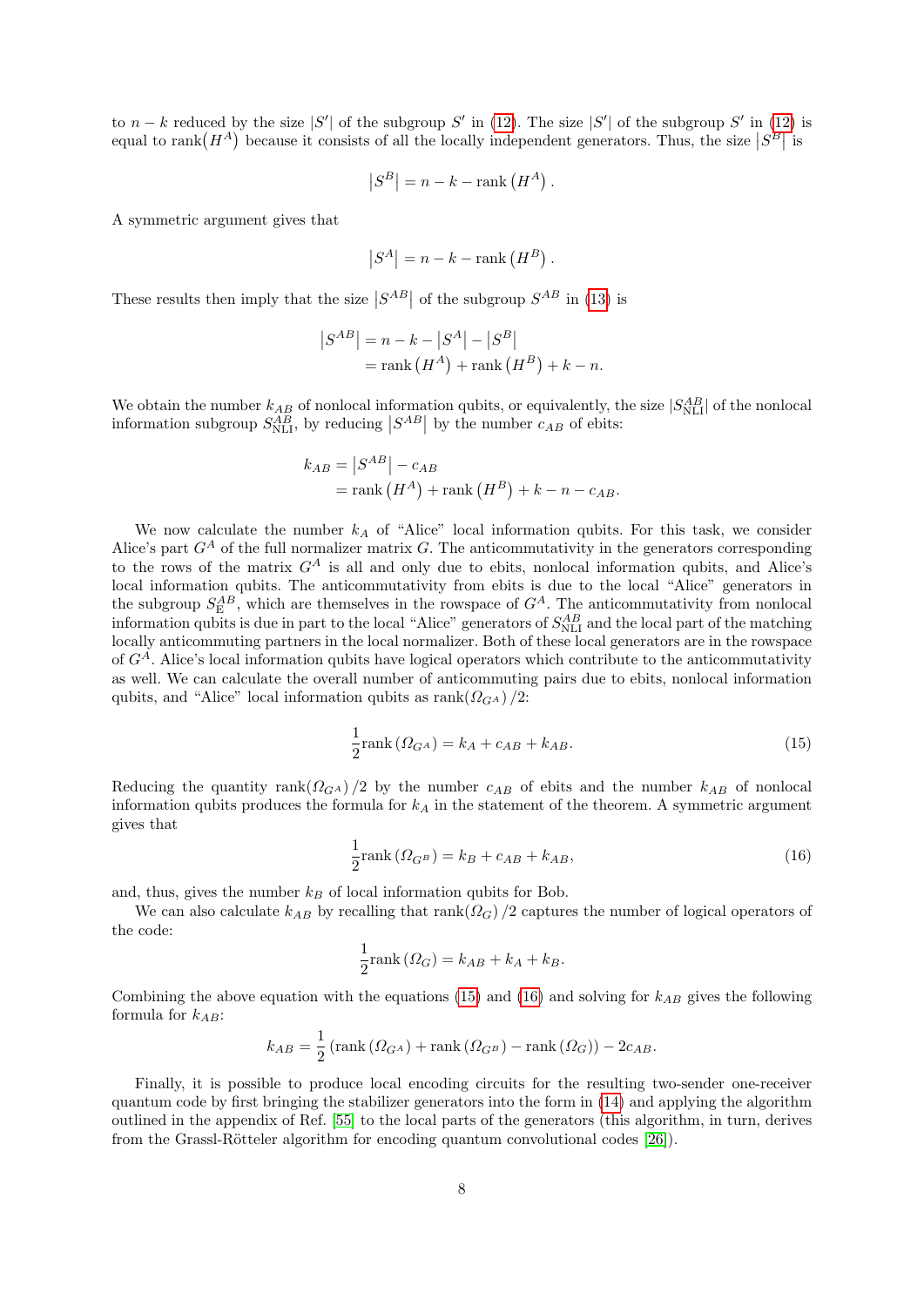to $n-k$ reduced by the size $|S'|$ of the subgroup $S'$ in (12). The size $|S'|$ of the subgroup $S'$ in (12) is equal to $\text{rank}(H^A)$ because it consists of all the locally independent generators. Thus, the size $|S^B|$ is

$$\left|S^B\right| = n - k - \text{rank}\left(H^A\right).$$

A symmetric argument gives that

$$\left|S^A\right| = n - k - \text{rank}\left(H^B\right).$$

These results then imply that the size $|S^{AB}|$ of the subgroup $S^{AB}$ in (13) is

$$\begin{aligned}\left|S^{AB}\right| &= n - k - \left|S^A\right| - \left|S^B\right| \\ &= \text{rank}\left(H^A\right) + \text{rank}\left(H^B\right) + k - n.\end{aligned}$$

We obtain the number $k_{AB}$ of nonlocal information qubits, or equivalently, the size $|S^{AB}_{\text{NLI}}|$ of the nonlocal information subgroup $S^{AB}_{\text{NLI}}$, by reducing $|S^{AB}|$ by the number $c_{AB}$ of ebits:

$$\begin{aligned}k_{AB} &= \left|S^{AB}\right| - c_{AB} \\ &= \text{rank}\left(H^A\right) + \text{rank}\left(H^B\right) + k - n - c_{AB}.\end{aligned}$$

We now calculate the number $k_A$ of "Alice" local information qubits. For this task, we consider Alice's part $G^A$ of the full normalizer matrix $G$. The anticommutativity in the generators corresponding to the rows of the matrix $G^A$ is all and only due to ebits, nonlocal information qubits, and Alice's local information qubits. The anticommutativity from ebits is due to the local "Alice" generators in the subgroup $S^{AB}_{\text{E}}$, which are themselves in the rowspace of $G^A$. The anticommutativity from nonlocal information qubits is due in part to the local "Alice" generators of $S^{AB}_{\text{NLI}}$ and the local part of the matching locally anticommuting partners in the local normalizer. Both of these local generators are in the rowspace of $G^A$. Alice's local information qubits have logical operators which contribute to the anticommutativity as well. We can calculate the overall number of anticommuting pairs due to ebits, nonlocal information qubits, and "Alice" local information qubits as $\text{rank}(\Omega_{G^A})/2$:

$$\frac{1}{2}\text{rank}\left(\Omega_{G^A}\right) = k_A + c_{AB} + k_{AB}. \tag{15}$$

Reducing the quantity $\text{rank}(\Omega_{G^A})/2$ by the number $c_{AB}$ of ebits and the number $k_{AB}$ of nonlocal information qubits produces the formula for $k_A$ in the statement of the theorem. A symmetric argument gives that

$$\frac{1}{2}\text{rank}\left(\Omega_{G^B}\right) = k_B + c_{AB} + k_{AB}, \tag{16}$$

and, thus, gives the number $k_B$ of local information qubits for Bob.

We can also calculate $k_{AB}$ by recalling that $\text{rank}(\Omega_G)/2$ captures the number of logical operators of the code:

$$\frac{1}{2}\text{rank}\left(\Omega_G\right) = k_{AB} + k_A + k_B.$$

Combining the above equation with the equations (15) and (16) and solving for $k_{AB}$ gives the following formula for $k_{AB}$:

$$k_{AB} = \frac{1}{2}\left(\text{rank}\left(\Omega_{G^A}\right) + \text{rank}\left(\Omega_{G^B}\right) - \text{rank}\left(\Omega_G\right)\right) - 2c_{AB}.$$

Finally, it is possible to produce local encoding circuits for the resulting two-sender one-receiver quantum code by first bringing the stabilizer generators into the form in (14) and applying the algorithm outlined in the appendix of Ref. [55] to the local parts of the generators (this algorithm, in turn, derives from the Grassl-Rötteler algorithm for encoding quantum convolutional codes [26]).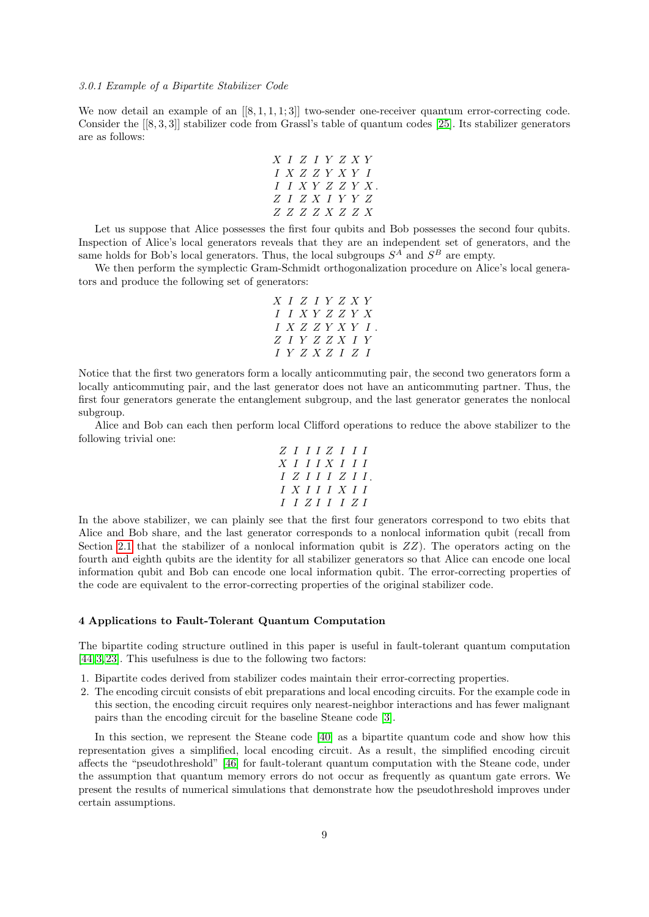*3.0.1 Example of a Bipartite Stabilizer Code*

We now detail an example of an $[[8,1,1,1;3]]$ two-sender one-receiver quantum error-correcting code. Consider the $[[8,3,3]]$ stabilizer code from Grassl's table of quantum codes [25]. Its stabilizer generators are as follows:

$$
\begin{array}{cccccccc}
X & I & Z & I & Y & Z & X & Y \\
I & X & Z & Z & Y & X & Y & I \\
I & I & X & Y & Z & Z & Y & X \\
Z & I & Z & X & I & Y & Y & Z \\
Z & Z & Z & Z & X & Z & Z & X
\end{array}.
$$

Let us suppose that Alice possesses the first four qubits and Bob possesses the second four qubits. Inspection of Alice's local generators reveals that they are an independent set of generators, and the same holds for Bob's local generators. Thus, the local subgroups $S^A$ and $S^B$ are empty.

We then perform the symplectic Gram-Schmidt orthogonalization procedure on Alice's local generators and produce the following set of generators:

$$
\begin{array}{cccccccc}
X & I & Z & I & Y & Z & X & Y \\
I & I & X & Y & Z & Z & Y & X \\
I & X & Z & Z & Y & X & Y & I \\
Z & I & Y & Z & Z & X & I & Y \\
I & Y & Z & X & Z & I & Z & I
\end{array}.
$$

Notice that the first two generators form a locally anticommuting pair, the second two generators form a locally anticommuting pair, and the last generator does not have an anticommuting partner. Thus, the first four generators generate the entanglement subgroup, and the last generator generates the nonlocal subgroup.

Alice and Bob can each then perform local Clifford operations to reduce the above stabilizer to the following trivial one:

$$
\begin{array}{cccccccc}
Z & I & I & I & Z & I & I & I \\
X & I & I & I & X & I & I & I \\
I & Z & I & I & I & Z & I & I \\
I & X & I & I & I & X & I & I \\
I & I & Z & I & I & I & Z & I
\end{array}.
$$

In the above stabilizer, we can plainly see that the first four generators correspond to two ebits that Alice and Bob share, and the last generator corresponds to a nonlocal information qubit (recall from Section 2.1 that the stabilizer of a nonlocal information qubit is $ZZ$). The operators acting on the fourth and eighth qubits are the identity for all stabilizer generators so that Alice can encode one local information qubit and Bob can encode one local information qubit. The error-correcting properties of the code are equivalent to the error-correcting properties of the original stabilizer code.

## 4 Applications to Fault-Tolerant Quantum Computation

The bipartite coding structure outlined in this paper is useful in fault-tolerant quantum computation [44,3,23]. This usefulness is due to the following two factors:

1. Bipartite codes derived from stabilizer codes maintain their error-correcting properties.
2. The encoding circuit consists of ebit preparations and local encoding circuits. For the example code in this section, the encoding circuit requires only nearest-neighbor interactions and has fewer malignant pairs than the encoding circuit for the baseline Steane code [3].

In this section, we represent the Steane code [40] as a bipartite quantum code and show how this representation gives a simplified, local encoding circuit. As a result, the simplified encoding circuit affects the "pseudothreshold" [46] for fault-tolerant quantum computation with the Steane code, under the assumption that quantum memory errors do not occur as frequently as quantum gate errors. We present the results of numerical simulations that demonstrate how the pseudothreshold improves under certain assumptions.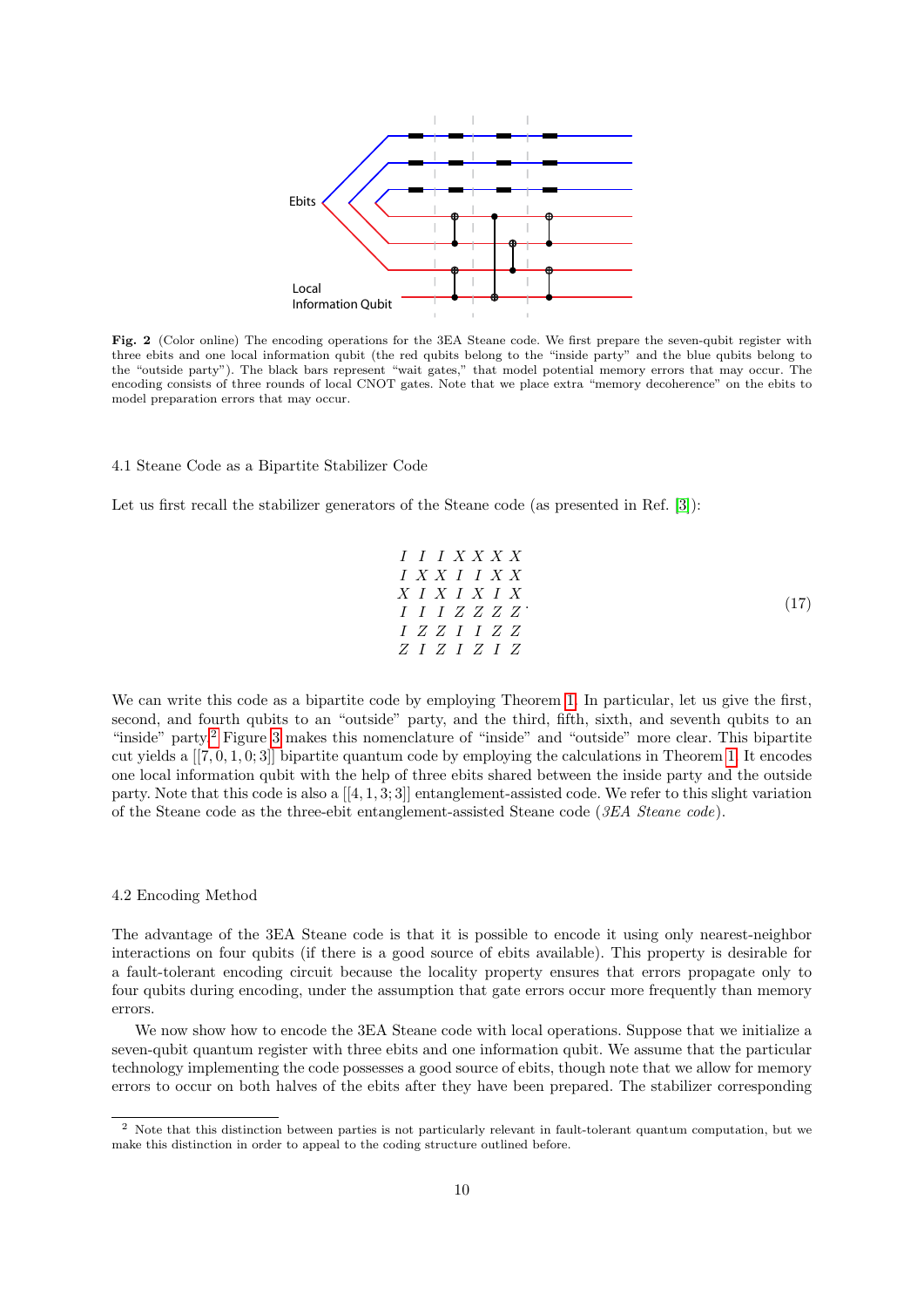**Fig. 2** (Color online) The encoding operations for the 3EA Steane code. We first prepare the seven-qubit register with three ebits and one local information qubit (the red qubits belong to the "inside party" and the blue qubits belong to the "outside party"). The black bars represent "wait gates," that model potential memory errors that may occur. The encoding consists of three rounds of local CNOT gates. Note that we place extra "memory decoherence" on the ebits to model preparation errors that may occur.

### 4.1 Steane Code as a Bipartite Stabilizer Code

Let us first recall the stabilizer generators of the Steane code (as presented in Ref. [3]):

$$
\begin{array}{ccccccc}
I & I & I & X & X & X & X \\
I & X & X & I & I & X & X \\
X & I & X & I & X & I & X \\
I & I & I & Z & Z & Z & Z \\
I & Z & Z & I & I & Z & Z \\
Z & I & Z & I & Z & I & Z
\end{array}
. \tag{17}
$$

We can write this code as a bipartite code by employing Theorem 1. In particular, let us give the first, second, and fourth qubits to an "outside" party, and the third, fifth, sixth, and seventh qubits to an "inside" party.[2] Figure 3 makes this nomenclature of "inside" and "outside" more clear. This bipartite cut yields a $[[7, 0, 1, 0; 3]]$ bipartite quantum code by employing the calculations in Theorem 1. It encodes one local information qubit with the help of three ebits shared between the inside party and the outside party. Note that this code is also a $[[4, 1, 3; 3]]$ entanglement-assisted code. We refer to this slight variation of the Steane code as the three-ebit entanglement-assisted Steane code (*3EA Steane code*).

### 4.2 Encoding Method

The advantage of the 3EA Steane code is that it is possible to encode it using only nearest-neighbor interactions on four qubits (if there is a good source of ebits available). This property is desirable for a fault-tolerant encoding circuit because the locality property ensures that errors propagate only to four qubits during encoding, under the assumption that gate errors occur more frequently than memory errors.

We now show how to encode the 3EA Steane code with local operations. Suppose that we initialize a seven-qubit quantum register with three ebits and one information qubit. We assume that the particular technology implementing the code possesses a good source of ebits, though note that we allow for memory errors to occur on both halves of the ebits after they have been prepared. The stabilizer corresponding

[2] Note that this distinction between parties is not particularly relevant in fault-tolerant quantum computation, but we make this distinction in order to appeal to the coding structure outlined before.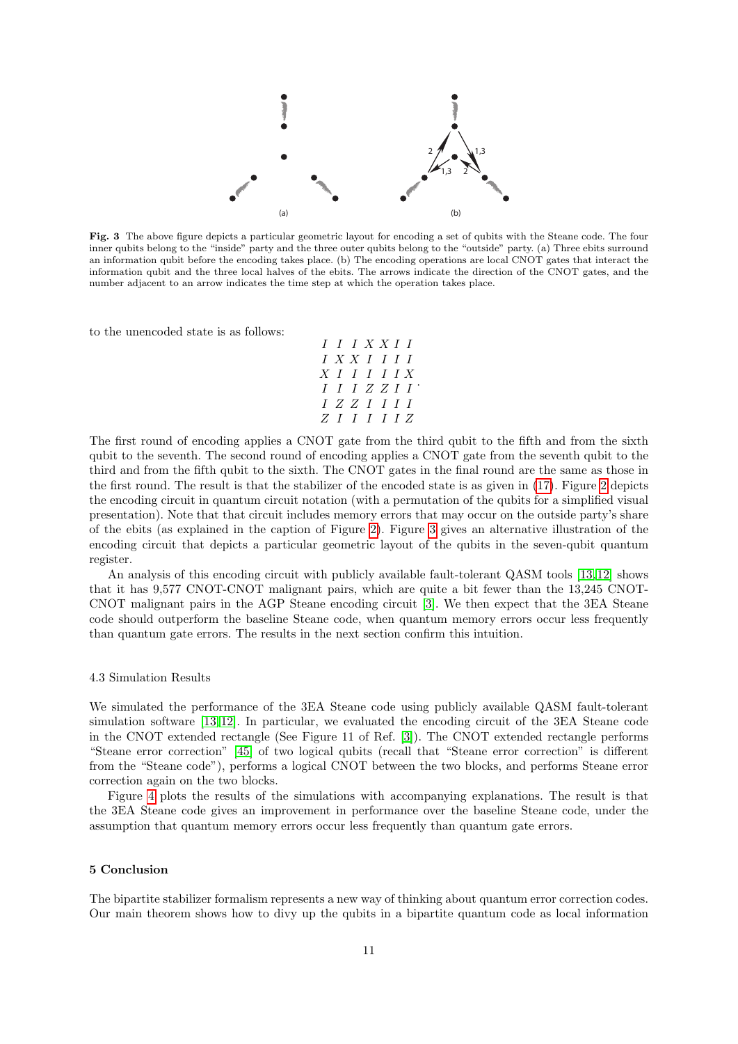**Fig. 3** The above figure depicts a particular geometric layout for encoding a set of qubits with the Steane code. The four inner qubits belong to the "inside" party and the three outer qubits belong to the "outside" party. (a) Three ebits surround an information qubit before the encoding takes place. (b) The encoding operations are local CNOT gates that interact the information qubit and the three local halves of the ebits. The arrows indicate the direction of the CNOT gates, and the number adjacent to an arrow indicates the time step at which the operation takes place.

to the unencoded state is as follows:

$$\begin{array}{ccccccc} I & I & I & X & X & I & I \\ I & X & X & I & I & I & I \\ X & I & I & I & I & I & X \\ I & I & I & Z & Z & I & I \\ I & Z & Z & I & I & I & I \\ Z & I & I & I & I & I & Z \end{array}.$$

The first round of encoding applies a CNOT gate from the third qubit to the fifth and from the sixth qubit to the seventh. The second round of encoding applies a CNOT gate from the seventh qubit to the third and from the fifth qubit to the sixth. The CNOT gates in the final round are the same as those in the first round. The result is that the stabilizer of the encoded state is as given in (17). Figure 2 depicts the encoding circuit in quantum circuit notation (with a permutation of the qubits for a simplified visual presentation). Note that that circuit includes memory errors that may occur on the outside party's share of the ebits (as explained in the caption of Figure 2). Figure 3 gives an alternative illustration of the encoding circuit that depicts a particular geometric layout of the qubits in the seven-qubit quantum register.

An analysis of this encoding circuit with publicly available fault-tolerant QASM tools [13,12] shows that it has 9,577 CNOT-CNOT malignant pairs, which are quite a bit fewer than the 13,245 CNOT-CNOT malignant pairs in the AGP Steane encoding circuit [3]. We then expect that the 3EA Steane code should outperform the baseline Steane code, when quantum memory errors occur less frequently than quantum gate errors. The results in the next section confirm this intuition.

### 4.3 Simulation Results

We simulated the performance of the 3EA Steane code using publicly available QASM fault-tolerant simulation software [13,12]. In particular, we evaluated the encoding circuit of the 3EA Steane code in the CNOT extended rectangle (See Figure 11 of Ref. [3]). The CNOT extended rectangle performs "Steane error correction" [45] of two logical qubits (recall that "Steane error correction" is different from the "Steane code"), performs a logical CNOT between the two blocks, and performs Steane error correction again on the two blocks.

Figure 4 plots the results of the simulations with accompanying explanations. The result is that the 3EA Steane code gives an improvement in performance over the baseline Steane code, under the assumption that quantum memory errors occur less frequently than quantum gate errors.

## 5 Conclusion

The bipartite stabilizer formalism represents a new way of thinking about quantum error correction codes. Our main theorem shows how to divy up the qubits in a bipartite quantum code as local information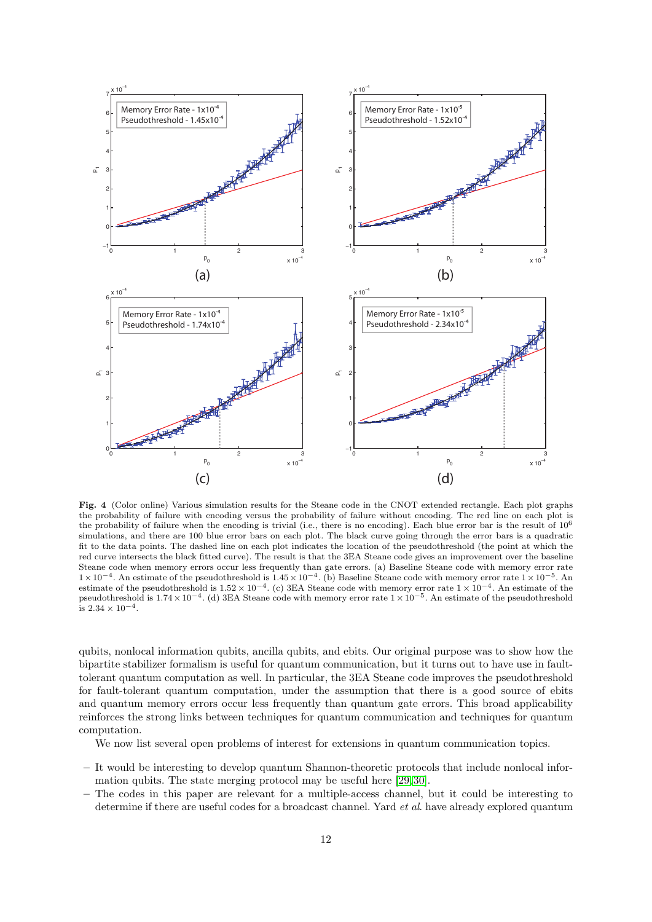**Fig. 4** (Color online) Various simulation results for the Steane code in the CNOT extended rectangle. Each plot graphs the probability of failure with encoding versus the probability of failure without encoding. The red line on each plot is the probability of failure when the encoding is trivial (i.e., there is no encoding). Each blue error bar is the result of $10^6$ simulations, and there are 100 blue error bars on each plot. The black curve going through the error bars is a quadratic fit to the data points. The dashed line on each plot indicates the location of the pseudothreshold (the point at which the red curve intersects the black fitted curve). The result is that the 3EA Steane code gives an improvement over the baseline Steane code when memory errors occur less frequently than gate errors. (a) Baseline Steane code with memory error rate $1 \times 10^{-4}$. An estimate of the pseudothreshold is $1.45 \times 10^{-4}$. (b) Baseline Steane code with memory error rate $1 \times 10^{-5}$. An estimate of the pseudothreshold is $1.52 \times 10^{-4}$. (c) 3EA Steane code with memory error rate $1 \times 10^{-4}$. An estimate of the pseudothreshold is $1.74 \times 10^{-4}$. (d) 3EA Steane code with memory error rate $1 \times 10^{-5}$. An estimate of the pseudothreshold is $2.34 \times 10^{-4}$.

qubits, nonlocal information qubits, ancilla qubits, and ebits. Our original purpose was to show how the bipartite stabilizer formalism is useful for quantum communication, but it turns out to have use in fault-tolerant quantum computation as well. In particular, the 3EA Steane code improves the pseudothreshold for fault-tolerant quantum computation, under the assumption that there is a good source of ebits and quantum memory errors occur less frequently than quantum gate errors. This broad applicability reinforces the strong links between techniques for quantum communication and techniques for quantum computation.

We now list several open problems of interest for extensions in quantum communication topics.

- It would be interesting to develop quantum Shannon-theoretic protocols that include nonlocal information qubits. The state merging protocol may be useful here [29][30].
- The codes in this paper are relevant for a multiple-access channel, but it could be interesting to determine if there are useful codes for a broadcast channel. Yard *et al.* have already explored quantum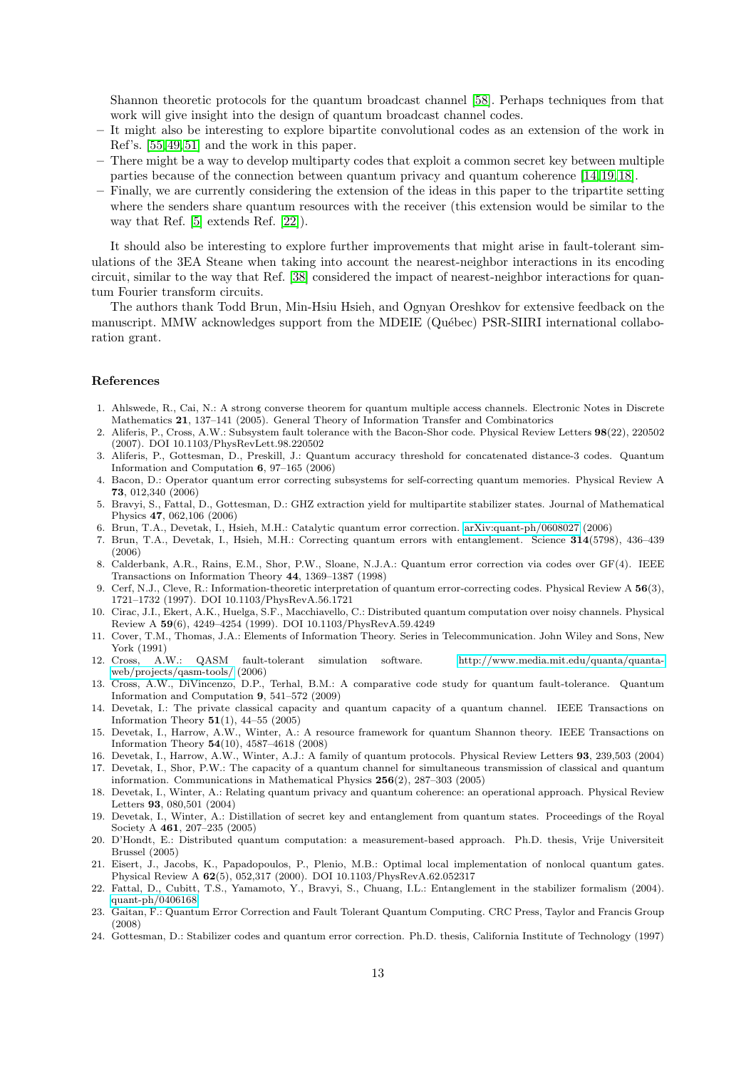Shannon theoretic protocols for the quantum broadcast channel [58]. Perhaps techniques from that work will give insight into the design of quantum broadcast channel codes.

- It might also be interesting to explore bipartite convolutional codes as an extension of the work in Ref's. [55,49,51] and the work in this paper.
- There might be a way to develop multiparty codes that exploit a common secret key between multiple parties because of the connection between quantum privacy and quantum coherence [14,19,18].
- Finally, we are currently considering the extension of the ideas in this paper to the tripartite setting where the senders share quantum resources with the receiver (this extension would be similar to the way that Ref. [5] extends Ref. [22]).

It should also be interesting to explore further improvements that might arise in fault-tolerant simulations of the 3EA Steane when taking into account the nearest-neighbor interactions in its encoding circuit, similar to the way that Ref. [38] considered the impact of nearest-neighbor interactions for quantum Fourier transform circuits.

The authors thank Todd Brun, Min-Hsiu Hsieh, and Ognyan Oreshkov for extensive feedback on the manuscript. MMW acknowledges support from the MDEIE (Québec) PSR-SIIRI international collaboration grant.

## References

1. Ahlswede, R., Cai, N.: A strong converse theorem for quantum multiple access channels. Electronic Notes in Discrete Mathematics **21**, 137–141 (2005). General Theory of Information Transfer and Combinatorics
2. Aliferis, P., Cross, A.W.: Subsystem fault tolerance with the Bacon-Shor code. Physical Review Letters **98**(22), 220502 (2007). DOI 10.1103/PhysRevLett.98.220502
3. Aliferis, P., Gottesman, D., Preskill, J.: Quantum accuracy threshold for concatenated distance-3 codes. Quantum Information and Computation **6**, 97–165 (2006)
4. Bacon, D.: Operator quantum error correcting subsystems for self-correcting quantum memories. Physical Review A **73**, 012,340 (2006)
5. Bravyi, S., Fattal, D., Gottesman, D.: GHZ extraction yield for multipartite stabilizer states. Journal of Mathematical Physics **47**, 062,106 (2006)
6. Brun, T.A., Devetak, I., Hsieh, M.H.: Catalytic quantum error correction. arXiv:quant-ph/0608027 (2006)
7. Brun, T.A., Devetak, I., Hsieh, M.H.: Correcting quantum errors with entanglement. Science **314**(5798), 436–439 (2006)
8. Calderbank, A.R., Rains, E.M., Shor, P.W., Sloane, N.J.A.: Quantum error correction via codes over GF(4). IEEE Transactions on Information Theory **44**, 1369–1387 (1998)
9. Cerf, N.J., Cleve, R.: Information-theoretic interpretation of quantum error-correcting codes. Physical Review A **56**(3), 1721–1732 (1997). DOI 10.1103/PhysRevA.56.1721
10. Cirac, J.I., Ekert, A.K., Huelga, S.F., Macchiavello, C.: Distributed quantum computation over noisy channels. Physical Review A **59**(6), 4249–4254 (1999). DOI 10.1103/PhysRevA.59.4249
11. Cover, T.M., Thomas, J.A.: Elements of Information Theory. Series in Telecommunication. John Wiley and Sons, New York (1991)
12. Cross, A.W.: QASM fault-tolerant simulation software. http://www.media.mit.edu/quanta/quanta-web/projects/qasm-tools/ (2006)
13. Cross, A.W., DiVincenzo, D.P., Terhal, B.M.: A comparative code study for quantum fault-tolerance. Quantum Information and Computation **9**, 541–572 (2009)
14. Devetak, I.: The private classical capacity and quantum capacity of a quantum channel. IEEE Transactions on Information Theory **51**(1), 44–55 (2005)
15. Devetak, I., Harrow, A.W., Winter, A.: A resource framework for quantum Shannon theory. IEEE Transactions on Information Theory **54**(10), 4587–4618 (2008)
16. Devetak, I., Harrow, A.W., Winter, A.J.: A family of quantum protocols. Physical Review Letters **93**, 239,503 (2004)
17. Devetak, I., Shor, P.W.: The capacity of a quantum channel for simultaneous transmission of classical and quantum information. Communications in Mathematical Physics **256**(2), 287–303 (2005)
18. Devetak, I., Winter, A.: Relating quantum privacy and quantum coherence: an operational approach. Physical Review Letters **93**, 080,501 (2004)
19. Devetak, I., Winter, A.: Distillation of secret key and entanglement from quantum states. Proceedings of the Royal Society A **461**, 207–235 (2005)
20. D'Hondt, E.: Distributed quantum computation: a measurement-based approach. Ph.D. thesis, Vrije Universiteit Brussel (2005)
21. Eisert, J., Jacobs, K., Papadopoulos, P., Plenio, M.B.: Optimal local implementation of nonlocal quantum gates. Physical Review A **62**(5), 052,317 (2000). DOI 10.1103/PhysRevA.62.052317
22. Fattal, D., Cubitt, T.S., Yamamoto, Y., Bravyi, S., Chuang, I.L.: Entanglement in the stabilizer formalism (2004). quant-ph/0406168
23. Gaitan, F.: Quantum Error Correction and Fault Tolerant Quantum Computing. CRC Press, Taylor and Francis Group (2008)
24. Gottesman, D.: Stabilizer codes and quantum error correction. Ph.D. thesis, California Institute of Technology (1997)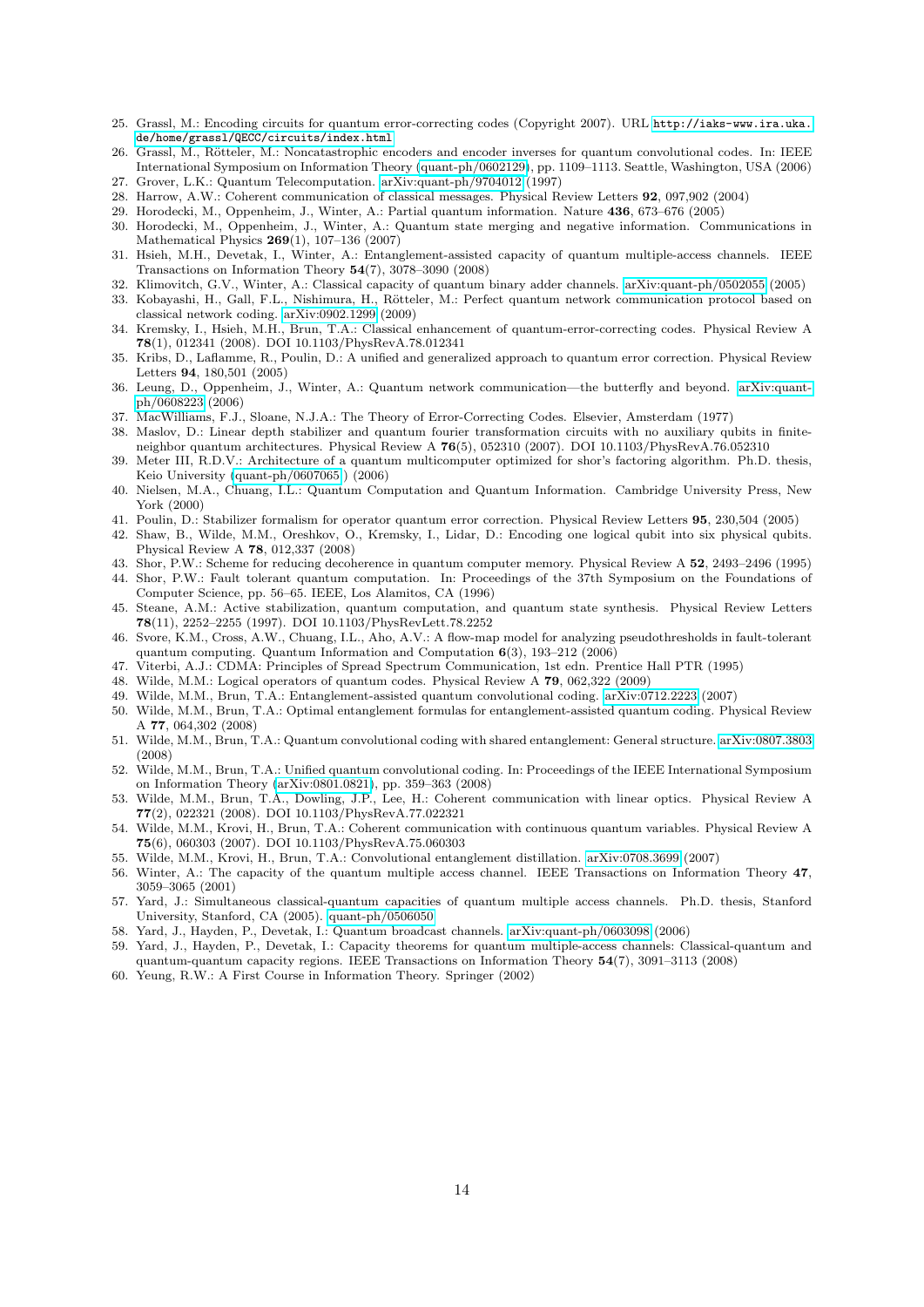25. Grassl, M.: Encoding circuits for quantum error-correcting codes (Copyright 2007). URL http://iaks-www.ira.uka.de/home/grassl/QECC/circuits/index.html
26. Grassl, M., Rötteler, M.: Noncatastrophic encoders and encoder inverses for quantum convolutional codes. In: IEEE International Symposium on Information Theory (quant-ph/0602129), pp. 1109–1113. Seattle, Washington, USA (2006)
27. Grover, L.K.: Quantum Telecomputation. arXiv:quant-ph/9704012 (1997)
28. Harrow, A.W.: Coherent communication of classical messages. Physical Review Letters **92**, 097,902 (2004)
29. Horodecki, M., Oppenheim, J., Winter, A.: Partial quantum information. Nature **436**, 673–676 (2005)
30. Horodecki, M., Oppenheim, J., Winter, A.: Quantum state merging and negative information. Communications in Mathematical Physics **269**(1), 107–136 (2007)
31. Hsieh, M.H., Devetak, I., Winter, A.: Entanglement-assisted capacity of quantum multiple-access channels. IEEE Transactions on Information Theory **54**(7), 3078–3090 (2008)
32. Klimovitch, G.V., Winter, A.: Classical capacity of quantum binary adder channels. arXiv:quant-ph/0502055 (2005)
33. Kobayashi, H., Gall, F.L., Nishimura, H., Rötteler, M.: Perfect quantum network communication protocol based on classical network coding. arXiv:0902.1299 (2009)
34. Kremsky, I., Hsieh, M.H., Brun, T.A.: Classical enhancement of quantum-error-correcting codes. Physical Review A **78**(1), 012341 (2008). DOI 10.1103/PhysRevA.78.012341
35. Kribs, D., Laflamme, R., Poulin, D.: A unified and generalized approach to quantum error correction. Physical Review Letters **94**, 180,501 (2005)
36. Leung, D., Oppenheim, J., Winter, A.: Quantum network communication—the butterfly and beyond. arXiv:quant-ph/0608223 (2006)
37. MacWilliams, F.J., Sloane, N.J.A.: The Theory of Error-Correcting Codes. Elsevier, Amsterdam (1977)
38. Maslov, D.: Linear depth stabilizer and quantum fourier transformation circuits with no auxiliary qubits in finite-neighbor quantum architectures. Physical Review A **76**(5), 052310 (2007). DOI 10.1103/PhysRevA.76.052310
39. Meter III, R.D.V.: Architecture of a quantum multicomputer optimized for shor's factoring algorithm. Ph.D. thesis, Keio University (quant-ph/0607065) (2006)
40. Nielsen, M.A., Chuang, I.L.: Quantum Computation and Quantum Information. Cambridge University Press, New York (2000)
41. Poulin, D.: Stabilizer formalism for operator quantum error correction. Physical Review Letters **95**, 230,504 (2005)
42. Shaw, B., Wilde, M.M., Oreshkov, O., Kremsky, I., Lidar, D.: Encoding one logical qubit into six physical qubits. Physical Review A **78**, 012,337 (2008)
43. Shor, P.W.: Scheme for reducing decoherence in quantum computer memory. Physical Review A **52**, 2493–2496 (1995)
44. Shor, P.W.: Fault tolerant quantum computation. In: Proceedings of the 37th Symposium on the Foundations of Computer Science, pp. 56–65. IEEE, Los Alamitos, CA (1996)
45. Steane, A.M.: Active stabilization, quantum computation, and quantum state synthesis. Physical Review Letters **78**(11), 2252–2255 (1997). DOI 10.1103/PhysRevLett.78.2252
46. Svore, K.M., Cross, A.W., Chuang, I.L., Aho, A.V.: A flow-map model for analyzing pseudothresholds in fault-tolerant quantum computing. Quantum Information and Computation **6**(3), 193–212 (2006)
47. Viterbi, A.J.: CDMA: Principles of Spread Spectrum Communication, 1st edn. Prentice Hall PTR (1995)
48. Wilde, M.M.: Logical operators of quantum codes. Physical Review A **79**, 062,322 (2009)
49. Wilde, M.M., Brun, T.A.: Entanglement-assisted quantum convolutional coding. arXiv:0712.2223 (2007)
50. Wilde, M.M., Brun, T.A.: Optimal entanglement formulas for entanglement-assisted quantum coding. Physical Review A **77**, 064,302 (2008)
51. Wilde, M.M., Brun, T.A.: Quantum convolutional coding with shared entanglement: General structure. arXiv:0807.3803 (2008)
52. Wilde, M.M., Brun, T.A.: Unified quantum convolutional coding. In: Proceedings of the IEEE International Symposium on Information Theory (arXiv:0801.0821), pp. 359–363 (2008)
53. Wilde, M.M., Brun, T.A., Dowling, J.P., Lee, H.: Coherent communication with linear optics. Physical Review A **77**(2), 022321 (2008). DOI 10.1103/PhysRevA.77.022321
54. Wilde, M.M., Krovi, H., Brun, T.A.: Coherent communication with continuous quantum variables. Physical Review A **75**(6), 060303 (2007). DOI 10.1103/PhysRevA.75.060303
55. Wilde, M.M., Krovi, H., Brun, T.A.: Convolutional entanglement distillation. arXiv:0708.3699 (2007)
56. Winter, A.: The capacity of the quantum multiple access channel. IEEE Transactions on Information Theory **47**, 3059–3065 (2001)
57. Yard, J.: Simultaneous classical-quantum capacities of quantum multiple access channels. Ph.D. thesis, Stanford University, Stanford, CA (2005). quant-ph/0506050
58. Yard, J., Hayden, P., Devetak, I.: Quantum broadcast channels. arXiv:quant-ph/0603098 (2006)
59. Yard, J., Hayden, P., Devetak, I.: Capacity theorems for quantum multiple-access channels: Classical-quantum and quantum-quantum capacity regions. IEEE Transactions on Information Theory **54**(7), 3091–3113 (2008)
60. Yeung, R.W.: A First Course in Information Theory. Springer (2002)